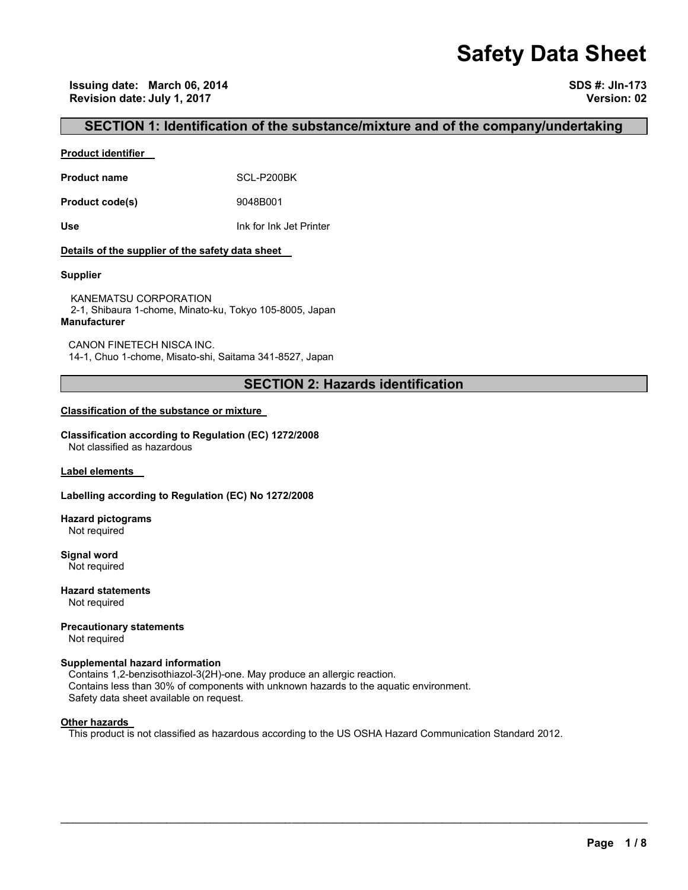# Safety Data Sheet

**Issuing date: March 06, 2014**
**Revision date: July 1, 2017**

**SDS #: JIn-173**
**Version: 02**

## SECTION 1: Identification of the substance/mixture and of the company/undertaking

**Product identifier**

**Product name** SCL-P200BK

**Product code(s)** 9048B001

**Use** Ink for Ink Jet Printer

**Details of the supplier of the safety data sheet**

**Supplier**

KANEMATSU CORPORATION
2-1, Shibaura 1-chome, Minato-ku, Tokyo 105-8005, Japan

**Manufacturer**

CANON FINETECH NISCA INC.
14-1, Chuo 1-chome, Misato-shi, Saitama 341-8527, Japan

## SECTION 2: Hazards identification

**Classification of the substance or mixture**

**Classification according to Regulation (EC) 1272/2008**
Not classified as hazardous

**Label elements**

**Labelling according to Regulation (EC) No 1272/2008**

**Hazard pictograms**
Not required

**Signal word**
Not required

**Hazard statements**
Not required

**Precautionary statements**
Not required

**Supplemental hazard information**
Contains 1,2-benzisothiazol-3(2H)-one. May produce an allergic reaction.
Contains less than 30% of components with unknown hazards to the aquatic environment.
Safety data sheet available on request.

**Other hazards**
This product is not classified as hazardous according to the US OSHA Hazard Communication Standard 2012.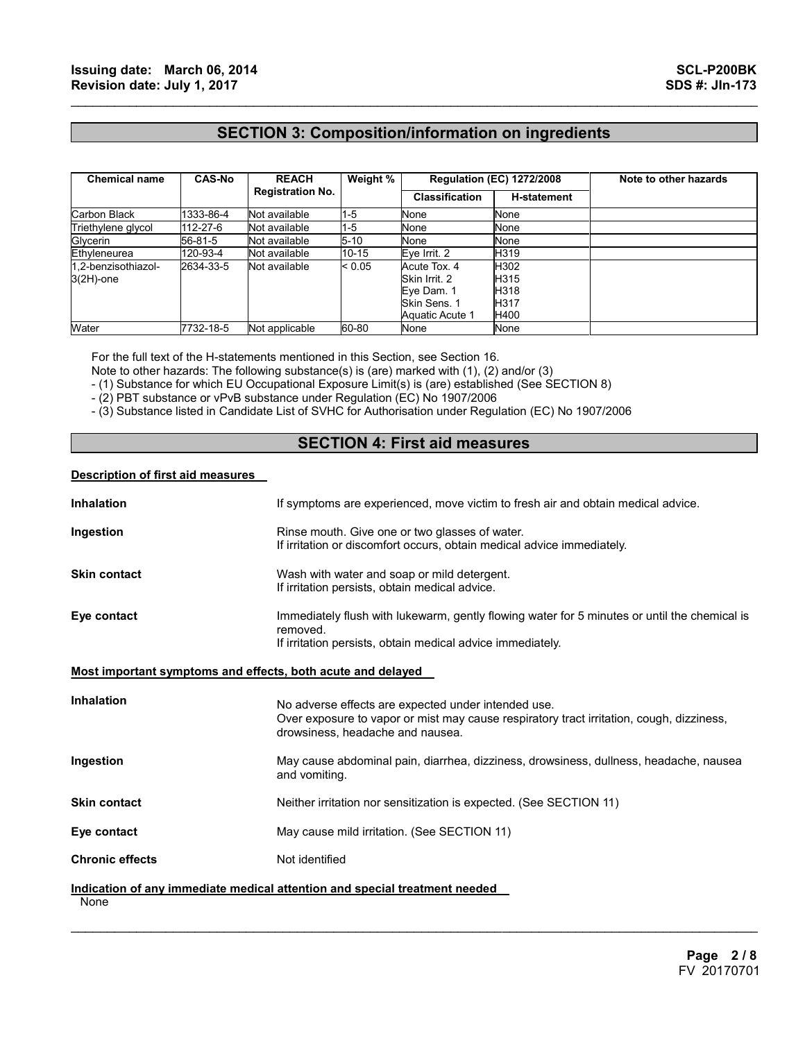## SECTION 3: Composition/information on ingredients

| Chemical name | CAS-No | REACH Registration No. | Weight % | Regulation (EC) 1272/2008 | | Note to other hazards |
|---|---|---|---|---|---|---|
| | | | | Classification | H-statement | |
| Carbon Black | 1333-86-4 | Not available | 1-5 | None | None | |
| Triethylene glycol | 112-27-6 | Not available | 1-5 | None | None | |
| Glycerin | 56-81-5 | Not available | 5-10 | None | None | |
| Ethyleneurea | 120-93-4 | Not available | 10-15 | Eye Irrit. 2 | H319 | |
| 1,2-benzisothiazol-3(2H)-one | 2634-33-5 | Not available | < 0.05 | Acute Tox. 4<br>Skin Irrit. 2<br>Eye Dam. 1<br>Skin Sens. 1<br>Aquatic Acute 1 | H302<br>H315<br>H318<br>H317<br>H400 | |
| Water | 7732-18-5 | Not applicable | 60-80 | None | None | |

For the full text of the H-statements mentioned in this Section, see Section 16.
Note to other hazards: The following substance(s) is (are) marked with (1), (2) and/or (3)
- (1) Substance for which EU Occupational Exposure Limit(s) is (are) established (See SECTION 8)
- (2) PBT substance or vPvB substance under Regulation (EC) No 1907/2006
- (3) Substance listed in Candidate List of SVHC for Authorisation under Regulation (EC) No 1907/2006

## SECTION 4: First aid measures

### Description of first aid measures

**Inhalation** — If symptoms are experienced, move victim to fresh air and obtain medical advice.

**Ingestion** — Rinse mouth. Give one or two glasses of water.
If irritation or discomfort occurs, obtain medical advice immediately.

**Skin contact** — Wash with water and soap or mild detergent.
If irritation persists, obtain medical advice.

**Eye contact** — Immediately flush with lukewarm, gently flowing water for 5 minutes or until the chemical is removed.
If irritation persists, obtain medical advice immediately.

### Most important symptoms and effects, both acute and delayed

**Inhalation** — No adverse effects are expected under intended use.
Over exposure to vapor or mist may cause respiratory tract irritation, cough, dizziness, drowsiness, headache and nausea.

**Ingestion** — May cause abdominal pain, diarrhea, dizziness, drowsiness, dullness, headache, nausea and vomiting.

**Skin contact** — Neither irritation nor sensitization is expected. (See SECTION 11)

**Eye contact** — May cause mild irritation. (See SECTION 11)

**Chronic effects** — Not identified

### Indication of any immediate medical attention and special treatment needed

None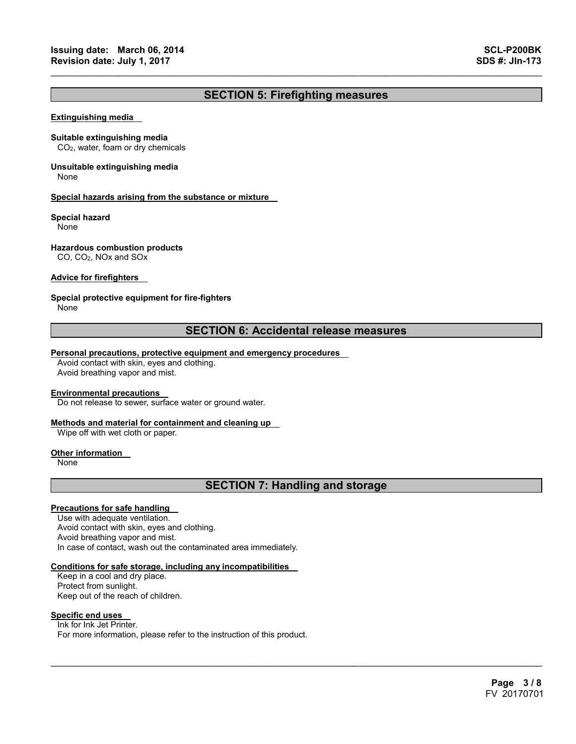## SECTION 5: Firefighting measures

**Extinguishing media**

**Suitable extinguishing media**
$CO_2$, water, foam or dry chemicals

**Unsuitable extinguishing media**
None

**Special hazards arising from the substance or mixture**

**Special hazard**
None

**Hazardous combustion products**
CO, $CO_2$, NOx and SOx

**Advice for firefighters**

**Special protective equipment for fire-fighters**
None

## SECTION 6: Accidental release measures

**Personal precautions, protective equipment and emergency procedures**
Avoid contact with skin, eyes and clothing.
Avoid breathing vapor and mist.

**Environmental precautions**
Do not release to sewer, surface water or ground water.

**Methods and material for containment and cleaning up**
Wipe off with wet cloth or paper.

**Other information**
None

## SECTION 7: Handling and storage

**Precautions for safe handling**
Use with adequate ventilation.
Avoid contact with skin, eyes and clothing.
Avoid breathing vapor and mist.
In case of contact, wash out the contaminated area immediately.

**Conditions for safe storage, including any incompatibilities**
Keep in a cool and dry place.
Protect from sunlight.
Keep out of the reach of children.

**Specific end uses**
Ink for Ink Jet Printer.
For more information, please refer to the instruction of this product.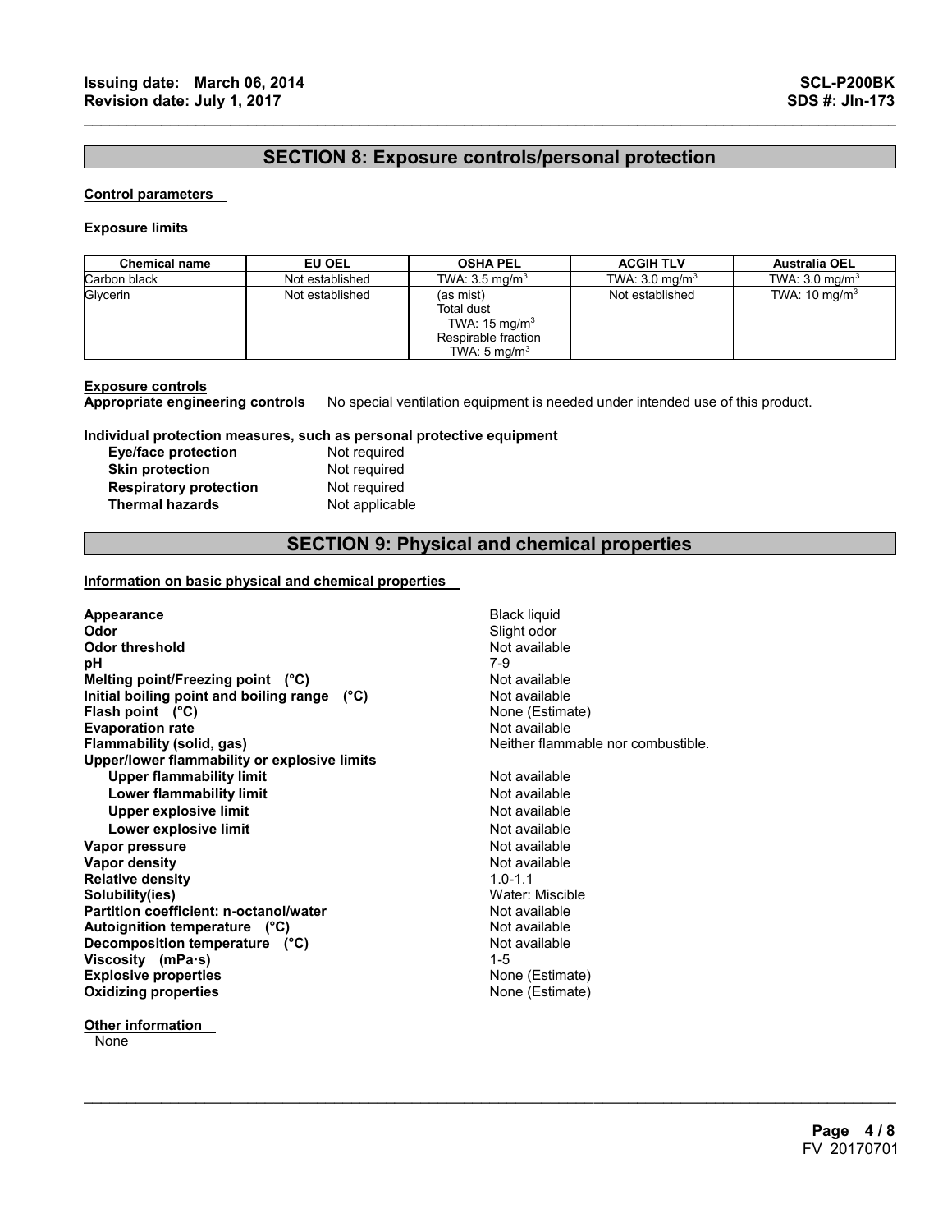## SECTION 8: Exposure controls/personal protection

**Control parameters**

**Exposure limits**

| Chemical name | EU OEL | OSHA PEL | ACGIH TLV | Australia OEL |
|---|---|---|---|---|
| Carbon black | Not established | TWA: 3.5 mg/m$^3$ | TWA: 3.0 mg/m$^3$ | TWA: 3.0 mg/m$^3$ |
| Glycerin | Not established | (as mist)<br>Total dust<br>TWA: 15 mg/m$^3$<br>Respirable fraction<br>TWA: 5 mg/m$^3$ | Not established | TWA: 10 mg/m$^3$ |

**Exposure controls**

**Appropriate engineering controls** No special ventilation equipment is needed under intended use of this product.

**Individual protection measures, such as personal protective equipment**

| | |
|---|---|
| **Eye/face protection** | Not required |
| **Skin protection** | Not required |
| **Respiratory protection** | Not required |
| **Thermal hazards** | Not applicable |

## SECTION 9: Physical and chemical properties

**Information on basic physical and chemical properties**

| | |
|---|---|
| **Appearance** | Black liquid |
| **Odor** | Slight odor |
| **Odor threshold** | Not available |
| **pH** | 7-9 |
| **Melting point/Freezing point (°C)** | Not available |
| **Initial boiling point and boiling range (°C)** | Not available |
| **Flash point (°C)** | None (Estimate) |
| **Evaporation rate** | Not available |
| **Flammability (solid, gas)** | Neither flammable nor combustible. |
| **Upper/lower flammability or explosive limits** | |
| **Upper flammability limit** | Not available |
| **Lower flammability limit** | Not available |
| **Upper explosive limit** | Not available |
| **Lower explosive limit** | Not available |
| **Vapor pressure** | Not available |
| **Vapor density** | Not available |
| **Relative density** | 1.0-1.1 |
| **Solubility(ies)** | Water: Miscible |
| **Partition coefficient: n-octanol/water** | Not available |
| **Autoignition temperature (°C)** | Not available |
| **Decomposition temperature (°C)** | Not available |
| **Viscosity (mPa·s)** | 1-5 |
| **Explosive properties** | None (Estimate) |
| **Oxidizing properties** | None (Estimate) |

**Other information**

None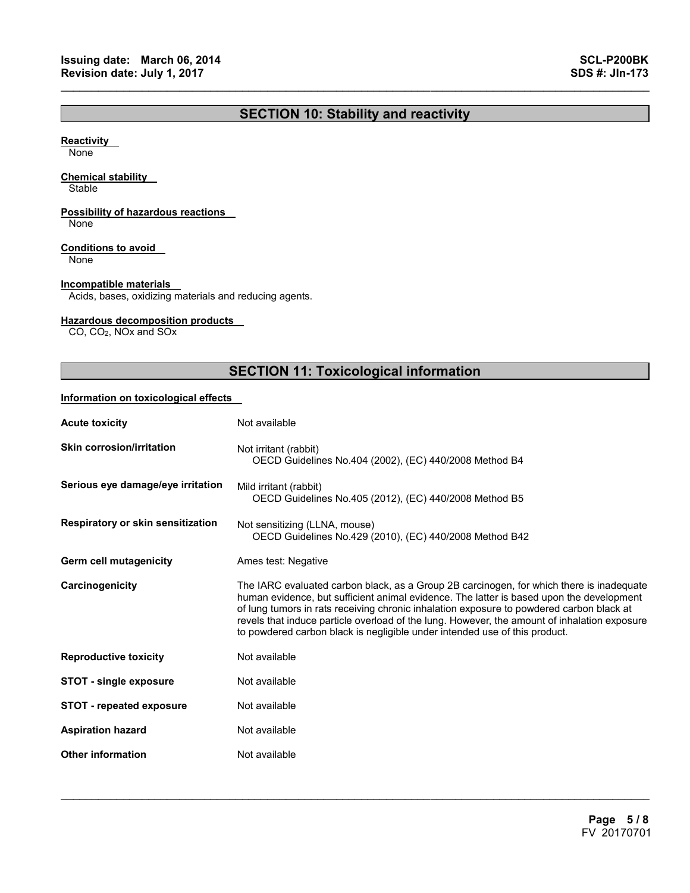## SECTION 10: Stability and reactivity

**Reactivity**

None

**Chemical stability**

Stable

**Possibility of hazardous reactions**

None

**Conditions to avoid**

None

**Incompatible materials**

Acids, bases, oxidizing materials and reducing agents.

**Hazardous decomposition products**

CO, $CO_2$, NOx and SOx

## SECTION 11: Toxicological information

**Information on toxicological effects**

| | |
|---|---|
| **Acute toxicity** | Not available |
| **Skin corrosion/irritation** | Not irritant (rabbit)<br>OECD Guidelines No.404 (2002), (EC) 440/2008 Method B4 |
| **Serious eye damage/eye irritation** | Mild irritant (rabbit)<br>OECD Guidelines No.405 (2012), (EC) 440/2008 Method B5 |
| **Respiratory or skin sensitization** | Not sensitizing (LLNA, mouse)<br>OECD Guidelines No.429 (2010), (EC) 440/2008 Method B42 |
| **Germ cell mutagenicity** | Ames test: Negative |
| **Carcinogenicity** | The IARC evaluated carbon black, as a Group 2B carcinogen, for which there is inadequate human evidence, but sufficient animal evidence. The latter is based upon the development of lung tumors in rats receiving chronic inhalation exposure to powdered carbon black at revels that induce particle overload of the lung. However, the amount of inhalation exposure to powdered carbon black is negligible under intended use of this product. |
| **Reproductive toxicity** | Not available |
| **STOT - single exposure** | Not available |
| **STOT - repeated exposure** | Not available |
| **Aspiration hazard** | Not available |
| **Other information** | Not available |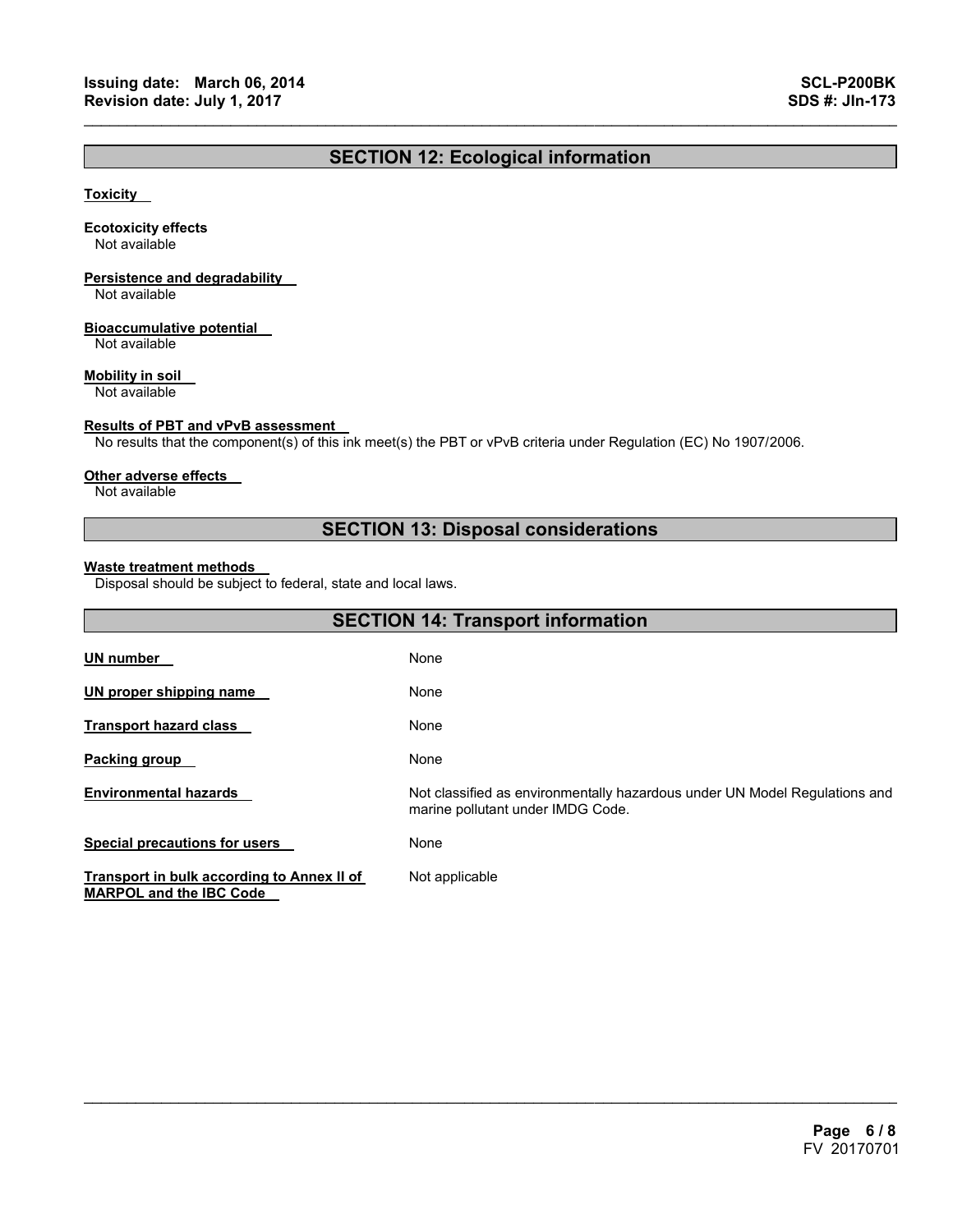## SECTION 12: Ecological information

**Toxicity**

**Ecotoxicity effects**
Not available

**Persistence and degradability**
Not available

**Bioaccumulative potential**
Not available

**Mobility in soil**
Not available

**Results of PBT and vPvB assessment**
No results that the component(s) of this ink meet(s) the PBT or vPvB criteria under Regulation (EC) No 1907/2006.

**Other adverse effects**
Not available

## SECTION 13: Disposal considerations

**Waste treatment methods**
Disposal should be subject to federal, state and local laws.

## SECTION 14: Transport information

| | |
|---|---|
| **UN number** | None |
| **UN proper shipping name** | None |
| **Transport hazard class** | None |
| **Packing group** | None |
| **Environmental hazards** | Not classified as environmentally hazardous under UN Model Regulations and marine pollutant under IMDG Code. |
| **Special precautions for users** | None |
| **Transport in bulk according to Annex II of MARPOL and the IBC Code** | Not applicable |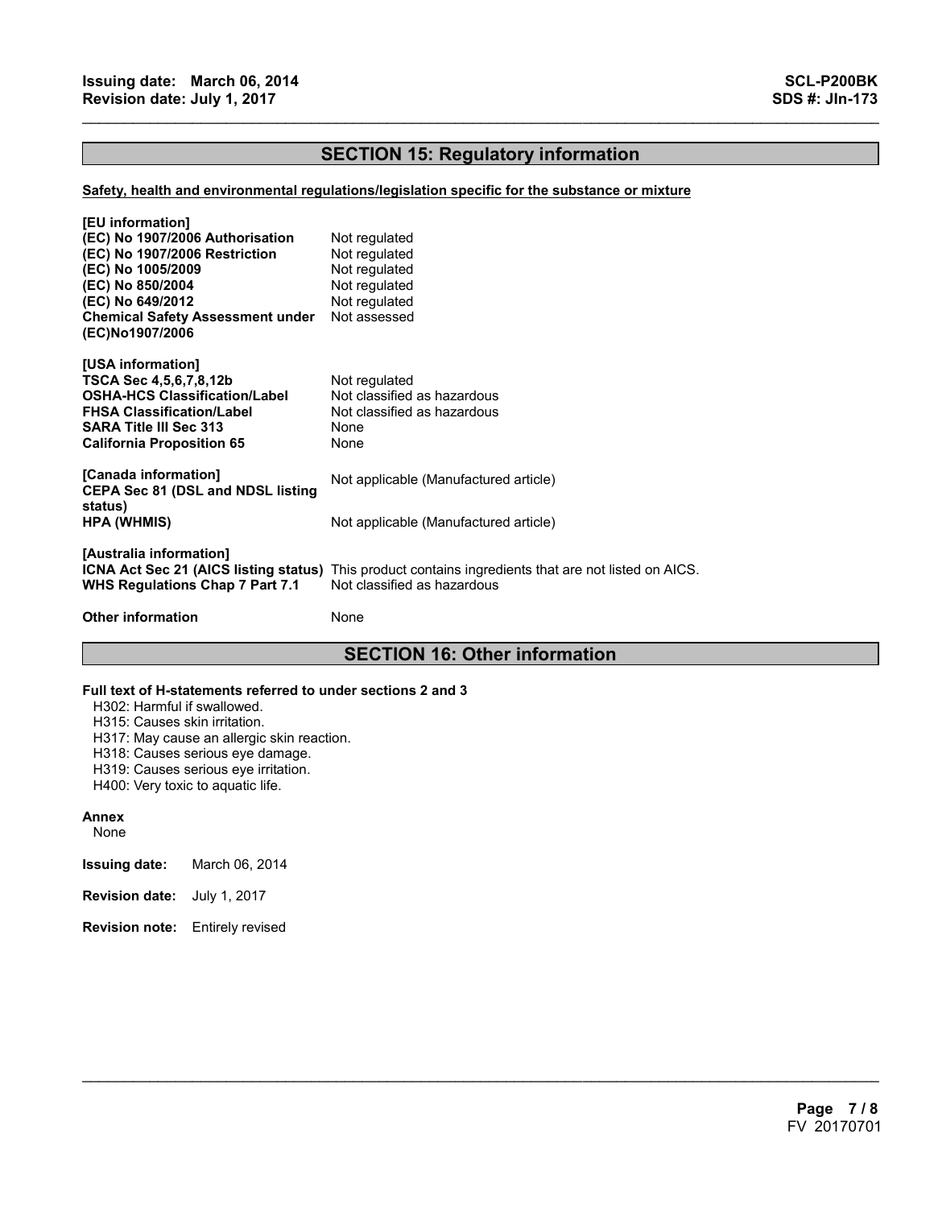## SECTION 15: Regulatory information

**Safety, health and environmental regulations/legislation specific for the substance or mixture**

**[EU information]**

| | |
|---|---|
| **(EC) No 1907/2006 Authorisation** | Not regulated |
| **(EC) No 1907/2006 Restriction** | Not regulated |
| **(EC) No 1005/2009** | Not regulated |
| **(EC) No 850/2004** | Not regulated |
| **(EC) No 649/2012** | Not regulated |
| **Chemical Safety Assessment under (EC)No1907/2006** | Not assessed |

**[USA information]**

| | |
|---|---|
| **TSCA Sec 4,5,6,7,8,12b** | Not regulated |
| **OSHA-HCS Classification/Label** | Not classified as hazardous |
| **FHSA Classification/Label** | Not classified as hazardous |
| **SARA Title III Sec 313** | None |
| **California Proposition 65** | None |

**[Canada information]**

| | |
|---|---|
| **CEPA Sec 81 (DSL and NDSL listing status)** | Not applicable (Manufactured article) |
| **HPA (WHMIS)** | Not applicable (Manufactured article) |

**[Australia information]**

| | |
|---|---|
| **ICNA Act Sec 21 (AICS listing status)** | This product contains ingredients that are not listed on AICS. |
| **WHS Regulations Chap 7 Part 7.1** | Not classified as hazardous |

**Other information** None

## SECTION 16: Other information

**Full text of H-statements referred to under sections 2 and 3**

H302: Harmful if swallowed.
H315: Causes skin irritation.
H317: May cause an allergic skin reaction.
H318: Causes serious eye damage.
H319: Causes serious eye irritation.
H400: Very toxic to aquatic life.

**Annex**

None

**Issuing date:** March 06, 2014

**Revision date:** July 1, 2017

**Revision note:** Entirely revised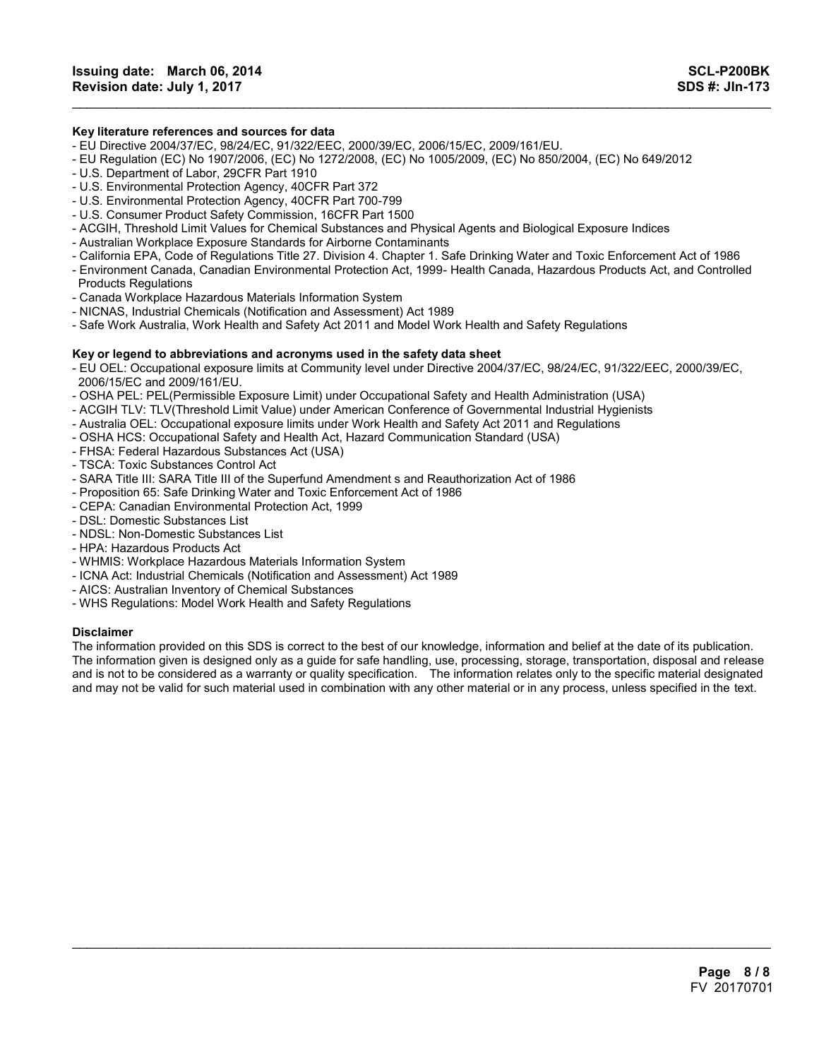**Key literature references and sources for data**

- EU Directive 2004/37/EC, 98/24/EC, 91/322/EEC, 2000/39/EC, 2006/15/EC, 2009/161/EU.
- EU Regulation (EC) No 1907/2006, (EC) No 1272/2008, (EC) No 1005/2009, (EC) No 850/2004, (EC) No 649/2012
- U.S. Department of Labor, 29CFR Part 1910
- U.S. Environmental Protection Agency, 40CFR Part 372
- U.S. Environmental Protection Agency, 40CFR Part 700-799
- U.S. Consumer Product Safety Commission, 16CFR Part 1500
- ACGIH, Threshold Limit Values for Chemical Substances and Physical Agents and Biological Exposure Indices
- Australian Workplace Exposure Standards for Airborne Contaminants
- California EPA, Code of Regulations Title 27. Division 4. Chapter 1. Safe Drinking Water and Toxic Enforcement Act of 1986
- Environment Canada, Canadian Environmental Protection Act, 1999- Health Canada, Hazardous Products Act, and Controlled Products Regulations
- Canada Workplace Hazardous Materials Information System
- NICNAS, Industrial Chemicals (Notification and Assessment) Act 1989
- Safe Work Australia, Work Health and Safety Act 2011 and Model Work Health and Safety Regulations

**Key or legend to abbreviations and acronyms used in the safety data sheet**

- EU OEL: Occupational exposure limits at Community level under Directive 2004/37/EC, 98/24/EC, 91/322/EEC, 2000/39/EC, 2006/15/EC and 2009/161/EU.
- OSHA PEL: PEL(Permissible Exposure Limit) under Occupational Safety and Health Administration (USA)
- ACGIH TLV: TLV(Threshold Limit Value) under American Conference of Governmental Industrial Hygienists
- Australia OEL: Occupational exposure limits under Work Health and Safety Act 2011 and Regulations
- OSHA HCS: Occupational Safety and Health Act, Hazard Communication Standard (USA)
- FHSA: Federal Hazardous Substances Act (USA)
- TSCA: Toxic Substances Control Act
- SARA Title III: SARA Title III of the Superfund Amendment s and Reauthorization Act of 1986
- Proposition 65: Safe Drinking Water and Toxic Enforcement Act of 1986
- CEPA: Canadian Environmental Protection Act, 1999
- DSL: Domestic Substances List
- NDSL: Non-Domestic Substances List
- HPA: Hazardous Products Act
- WHMIS: Workplace Hazardous Materials Information System
- ICNA Act: Industrial Chemicals (Notification and Assessment) Act 1989
- AICS: Australian Inventory of Chemical Substances
- WHS Regulations: Model Work Health and Safety Regulations

**Disclaimer**

The information provided on this SDS is correct to the best of our knowledge, information and belief at the date of its publication. The information given is designed only as a guide for safe handling, use, processing, storage, transportation, disposal and release and is not to be considered as a warranty or quality specification. The information relates only to the specific material designated and may not be valid for such material used in combination with any other material or in any process, unless specified in the text.